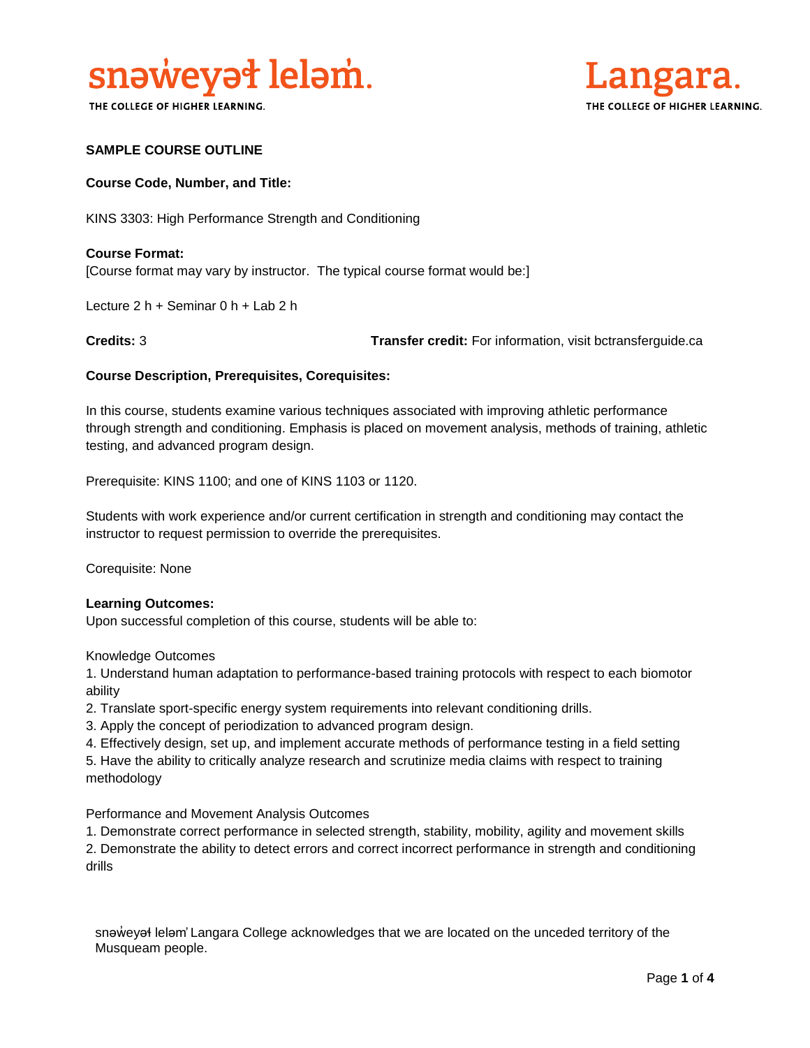**SAMPLE COURSE OUTLINE**

**Course Code, Number, and Title:**

KINS 3303: High Performance Strength and Conditioning

**Course Format:**
[Course format may vary by instructor. The typical course format would be:]

Lecture 2 h + Seminar 0 h + Lab 2 h

**Credits:** 3 **Transfer credit:** For information, visit bctransferguide.ca

**Course Description, Prerequisites, Corequisites:**

In this course, students examine various techniques associated with improving athletic performance through strength and conditioning. Emphasis is placed on movement analysis, methods of training, athletic testing, and advanced program design.

Prerequisite: KINS 1100; and one of KINS 1103 or 1120.

Students with work experience and/or current certification in strength and conditioning may contact the instructor to request permission to override the prerequisites.

Corequisite: None

**Learning Outcomes:**
Upon successful completion of this course, students will be able to:

Knowledge Outcomes

1. Understand human adaptation to performance-based training protocols with respect to each biomotor ability
2. Translate sport-specific energy system requirements into relevant conditioning drills.
3. Apply the concept of periodization to advanced program design.
4. Effectively design, set up, and implement accurate methods of performance testing in a field setting
5. Have the ability to critically analyze research and scrutinize media claims with respect to training methodology

Performance and Movement Analysis Outcomes

1. Demonstrate correct performance in selected strength, stability, mobility, agility and movement skills
2. Demonstrate the ability to detect errors and correct incorrect performance in strength and conditioning drills

snəw̓eyəɬ leləm̓ Langara College acknowledges that we are located on the unceded territory of the Musqueam people.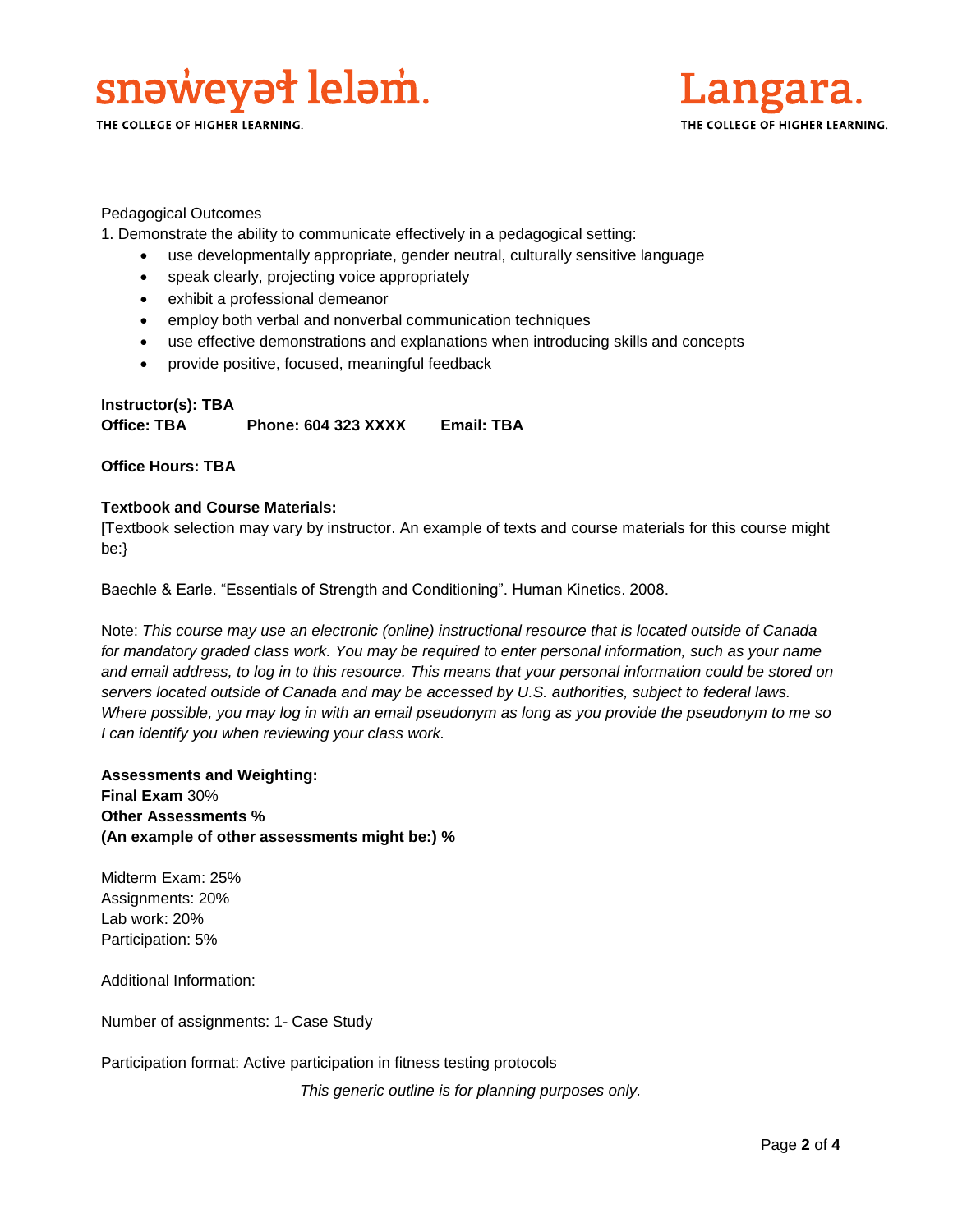Pedagogical Outcomes

1. Demonstrate the ability to communicate effectively in a pedagogical setting:
   - use developmentally appropriate, gender neutral, culturally sensitive language
   - speak clearly, projecting voice appropriately
   - exhibit a professional demeanor
   - employ both verbal and nonverbal communication techniques
   - use effective demonstrations and explanations when introducing skills and concepts
   - provide positive, focused, meaningful feedback

**Instructor(s): TBA**
**Office: TBA** **Phone: 604 323 XXXX** **Email: TBA**

**Office Hours: TBA**

**Textbook and Course Materials:**
[Textbook selection may vary by instructor. An example of texts and course materials for this course might be:}

Baechle & Earle. "Essentials of Strength and Conditioning". Human Kinetics. 2008.

Note: *This course may use an electronic (online) instructional resource that is located outside of Canada for mandatory graded class work. You may be required to enter personal information, such as your name and email address, to log in to this resource. This means that your personal information could be stored on servers located outside of Canada and may be accessed by U.S. authorities, subject to federal laws. Where possible, you may log in with an email pseudonym as long as you provide the pseudonym to me so I can identify you when reviewing your class work.*

**Assessments and Weighting:**
**Final Exam** 30%
**Other Assessments %**
**(An example of other assessments might be:) %**

Midterm Exam: 25%
Assignments: 20%
Lab work: 20%
Participation: 5%

Additional Information:

Number of assignments: 1- Case Study

Participation format: Active participation in fitness testing protocols

*This generic outline is for planning purposes only.*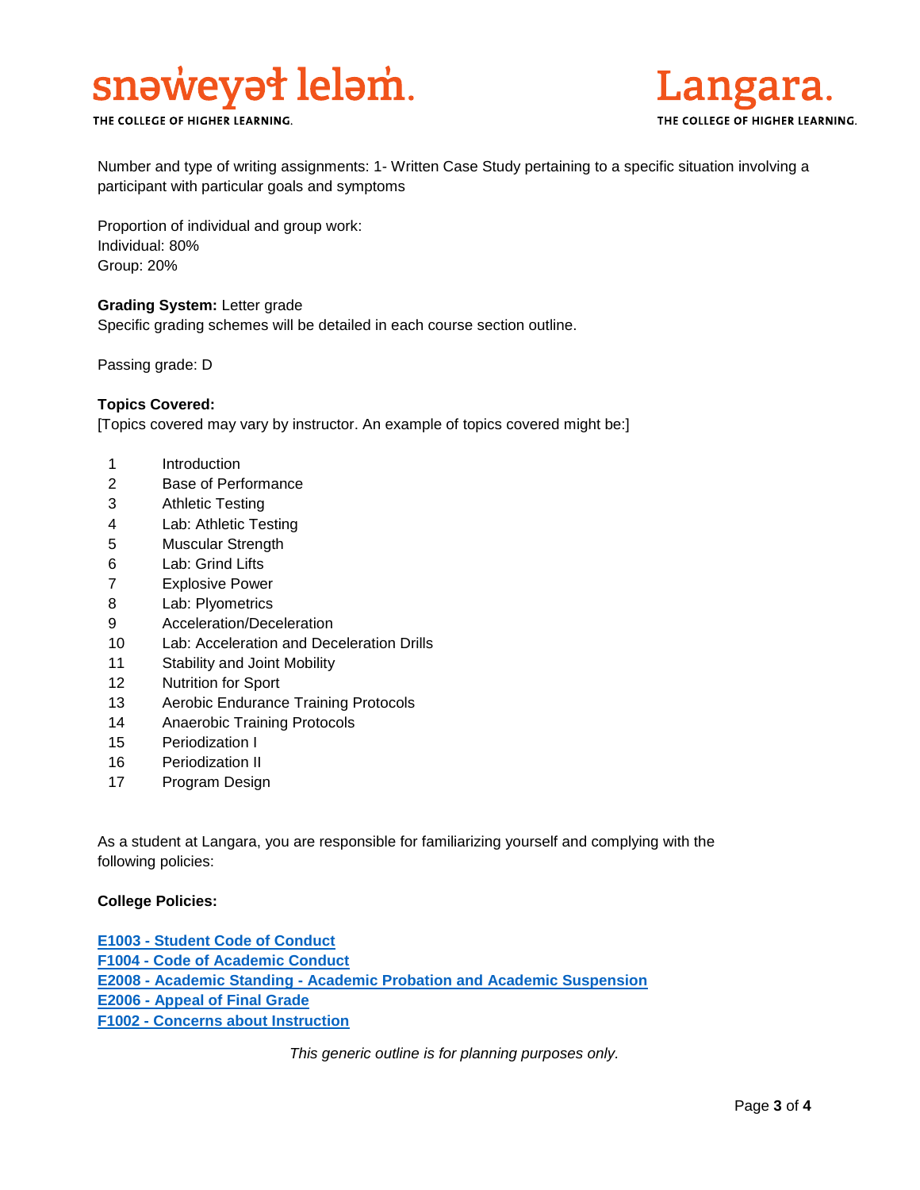Number and type of writing assignments: 1- Written Case Study pertaining to a specific situation involving a participant with particular goals and symptoms

Proportion of individual and group work:
Individual: 80%
Group: 20%

**Grading System:** Letter grade
Specific grading schemes will be detailed in each course section outline.

Passing grade: D

**Topics Covered:**
[Topics covered may vary by instructor. An example of topics covered might be:]

1. Introduction
2. Base of Performance
3. Athletic Testing
4. Lab: Athletic Testing
5. Muscular Strength
6. Lab: Grind Lifts
7. Explosive Power
8. Lab: Plyometrics
9. Acceleration/Deceleration
10. Lab: Acceleration and Deceleration Drills
11. Stability and Joint Mobility
12. Nutrition for Sport
13. Aerobic Endurance Training Protocols
14. Anaerobic Training Protocols
15. Periodization I
16. Periodization II
17. Program Design

As a student at Langara, you are responsible for familiarizing yourself and complying with the following policies:

**College Policies:**

**E1003 - Student Code of Conduct**
**F1004 - Code of Academic Conduct**
**E2008 - Academic Standing - Academic Probation and Academic Suspension**
**E2006 - Appeal of Final Grade**
**F1002 - Concerns about Instruction**

*This generic outline is for planning purposes only.*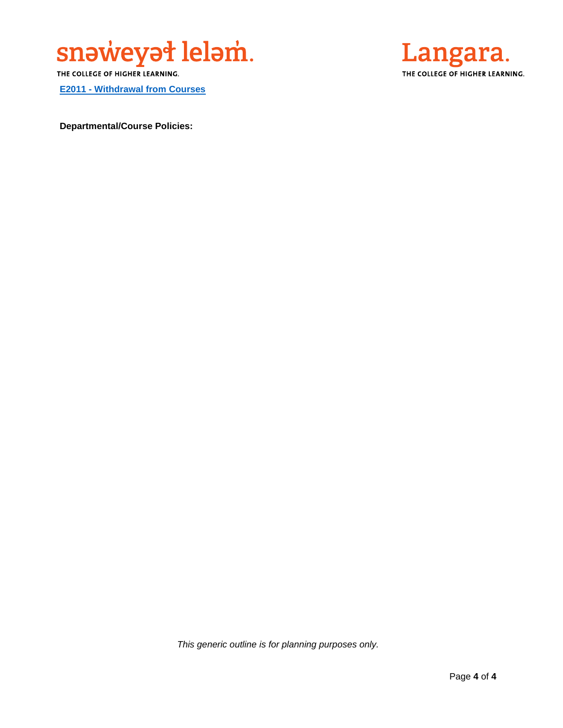[E2011 - Withdrawal from Courses]

**Departmental/Course Policies:**

*This generic outline is for planning purposes only.*